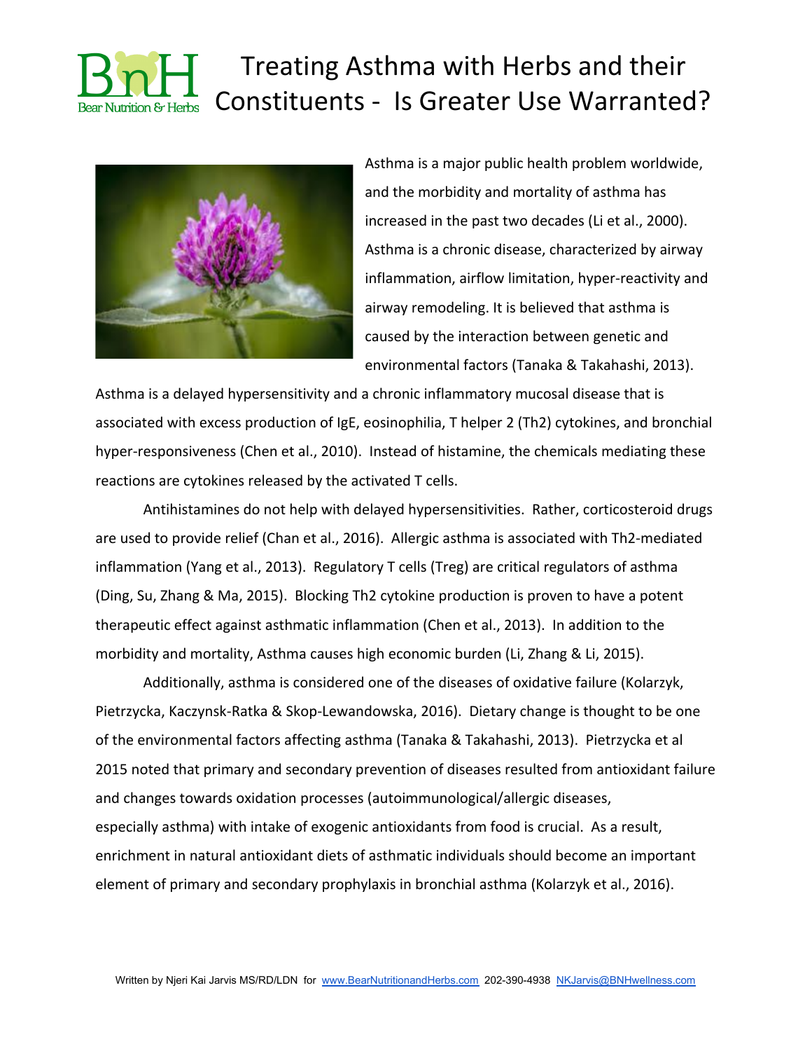# Treating Asthma with Herbs and their Constituents - Is Greater Use Warranted?

Asthma is a major public health problem worldwide, and the morbidity and mortality of asthma has increased in the past two decades (Li et al., 2000). Asthma is a chronic disease, characterized by airway inflammation, airflow limitation, hyper-reactivity and airway remodeling. It is believed that asthma is caused by the interaction between genetic and environmental factors (Tanaka & Takahashi, 2013). Asthma is a delayed hypersensitivity and a chronic inflammatory mucosal disease that is associated with excess production of IgE, eosinophilia, T helper 2 (Th2) cytokines, and bronchial hyper-responsiveness (Chen et al., 2010). Instead of histamine, the chemicals mediating these reactions are cytokines released by the activated T cells.

Antihistamines do not help with delayed hypersensitivities. Rather, corticosteroid drugs are used to provide relief (Chan et al., 2016). Allergic asthma is associated with Th2-mediated inflammation (Yang et al., 2013). Regulatory T cells (Treg) are critical regulators of asthma (Ding, Su, Zhang & Ma, 2015). Blocking Th2 cytokine production is proven to have a potent therapeutic effect against asthmatic inflammation (Chen et al., 2013). In addition to the morbidity and mortality, Asthma causes high economic burden (Li, Zhang & Li, 2015).

Additionally, asthma is considered one of the diseases of oxidative failure (Kolarzyk, Pietrzycka, Kaczynsk-Ratka & Skop-Lewandowska, 2016). Dietary change is thought to be one of the environmental factors affecting asthma (Tanaka & Takahashi, 2013). Pietrzycka et al 2015 noted that primary and secondary prevention of diseases resulted from antioxidant failure and changes towards oxidation processes (autoimmunological/allergic diseases, especially asthma) with intake of exogenic antioxidants from food is crucial. As a result, enrichment in natural antioxidant diets of asthmatic individuals should become an important element of primary and secondary prophylaxis in bronchial asthma (Kolarzyk et al., 2016).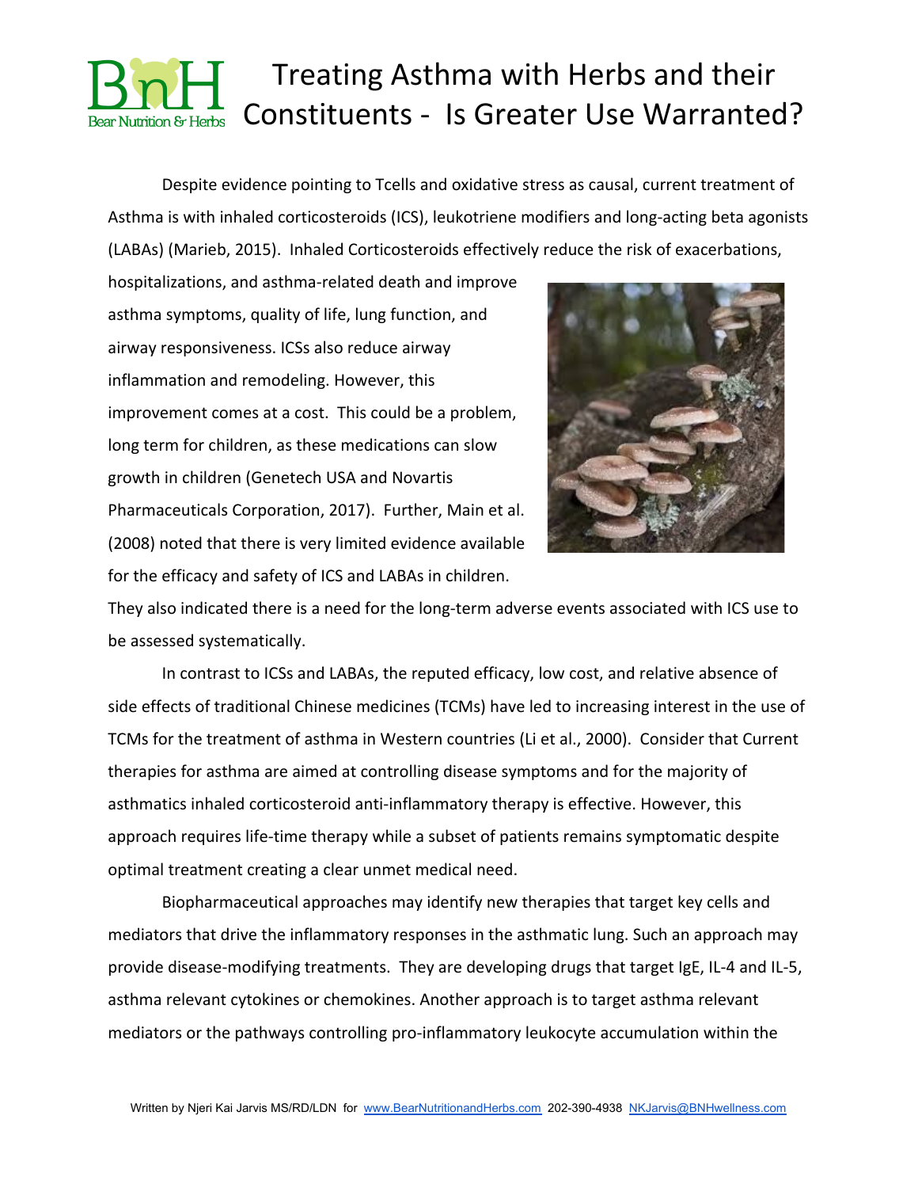# Treating Asthma with Herbs and their Constituents - Is Greater Use Warranted?

Despite evidence pointing to Tcells and oxidative stress as causal, current treatment of Asthma is with inhaled corticosteroids (ICS), leukotriene modifiers and long-acting beta agonists (LABAs) (Marieb, 2015). Inhaled Corticosteroids effectively reduce the risk of exacerbations, hospitalizations, and asthma-related death and improve asthma symptoms, quality of life, lung function, and airway responsiveness. ICSs also reduce airway inflammation and remodeling. However, this improvement comes at a cost. This could be a problem, long term for children, as these medications can slow growth in children (Genetech USA and Novartis Pharmaceuticals Corporation, 2017). Further, Main et al. (2008) noted that there is very limited evidence available for the efficacy and safety of ICS and LABAs in children. They also indicated there is a need for the long-term adverse events associated with ICS use to be assessed systematically.

In contrast to ICSs and LABAs, the reputed efficacy, low cost, and relative absence of side effects of traditional Chinese medicines (TCMs) have led to increasing interest in the use of TCMs for the treatment of asthma in Western countries (Li et al., 2000). Consider that Current therapies for asthma are aimed at controlling disease symptoms and for the majority of asthmatics inhaled corticosteroid anti-inflammatory therapy is effective. However, this approach requires life-time therapy while a subset of patients remains symptomatic despite optimal treatment creating a clear unmet medical need.

Biopharmaceutical approaches may identify new therapies that target key cells and mediators that drive the inflammatory responses in the asthmatic lung. Such an approach may provide disease-modifying treatments. They are developing drugs that target IgE, IL-4 and IL-5, asthma relevant cytokines or chemokines. Another approach is to target asthma relevant mediators or the pathways controlling pro-inflammatory leukocyte accumulation within the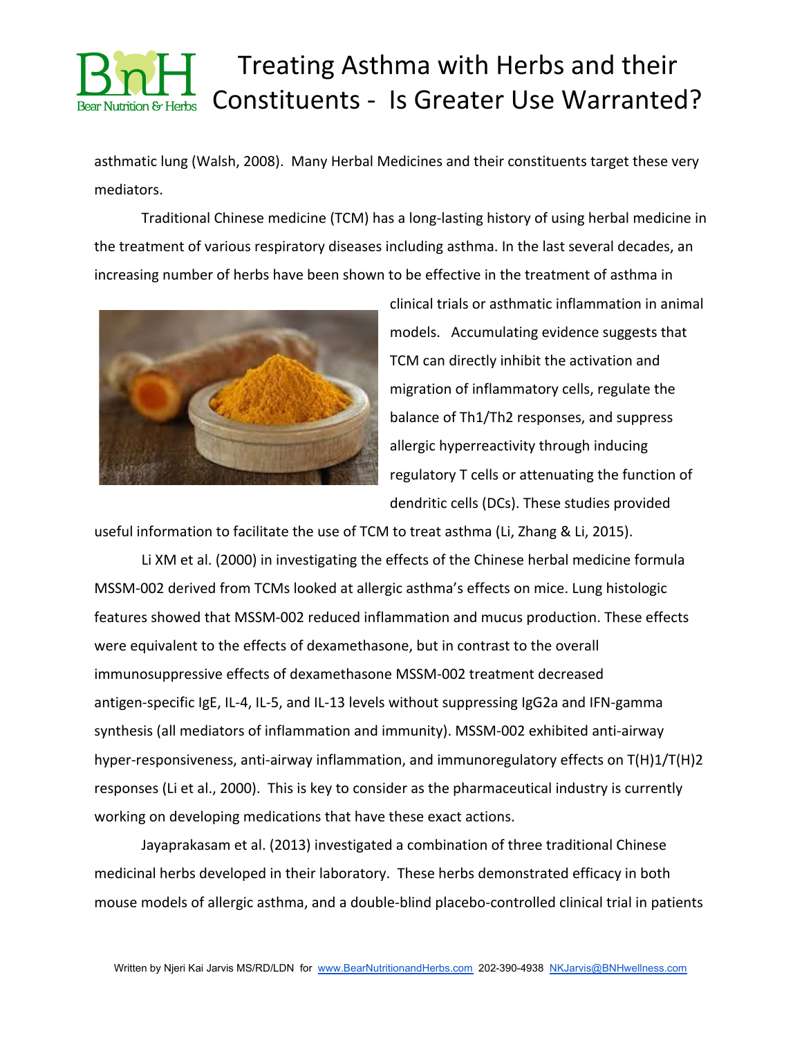asthmatic lung (Walsh, 2008). Many Herbal Medicines and their constituents target these very mediators.

Traditional Chinese medicine (TCM) has a long-lasting history of using herbal medicine in the treatment of various respiratory diseases including asthma. In the last several decades, an increasing number of herbs have been shown to be effective in the treatment of asthma in clinical trials or asthmatic inflammation in animal models. Accumulating evidence suggests that TCM can directly inhibit the activation and migration of inflammatory cells, regulate the balance of Th1/Th2 responses, and suppress allergic hyperreactivity through inducing regulatory T cells or attenuating the function of dendritic cells (DCs). These studies provided useful information to facilitate the use of TCM to treat asthma (Li, Zhang & Li, 2015).

Li XM et al. (2000) in investigating the effects of the Chinese herbal medicine formula MSSM-002 derived from TCMs looked at allergic asthma's effects on mice. Lung histologic features showed that MSSM-002 reduced inflammation and mucus production. These effects were equivalent to the effects of dexamethasone, but in contrast to the overall immunosuppressive effects of dexamethasone MSSM-002 treatment decreased antigen-specific IgE, IL-4, IL-5, and IL-13 levels without suppressing IgG2a and IFN-gamma synthesis (all mediators of inflammation and immunity). MSSM-002 exhibited anti-airway hyper-responsiveness, anti-airway inflammation, and immunoregulatory effects on T(H)1/T(H)2 responses (Li et al., 2000). This is key to consider as the pharmaceutical industry is currently working on developing medications that have these exact actions.

Jayaprakasam et al. (2013) investigated a combination of three traditional Chinese medicinal herbs developed in their laboratory. These herbs demonstrated efficacy in both mouse models of allergic asthma, and a double-blind placebo-controlled clinical trial in patients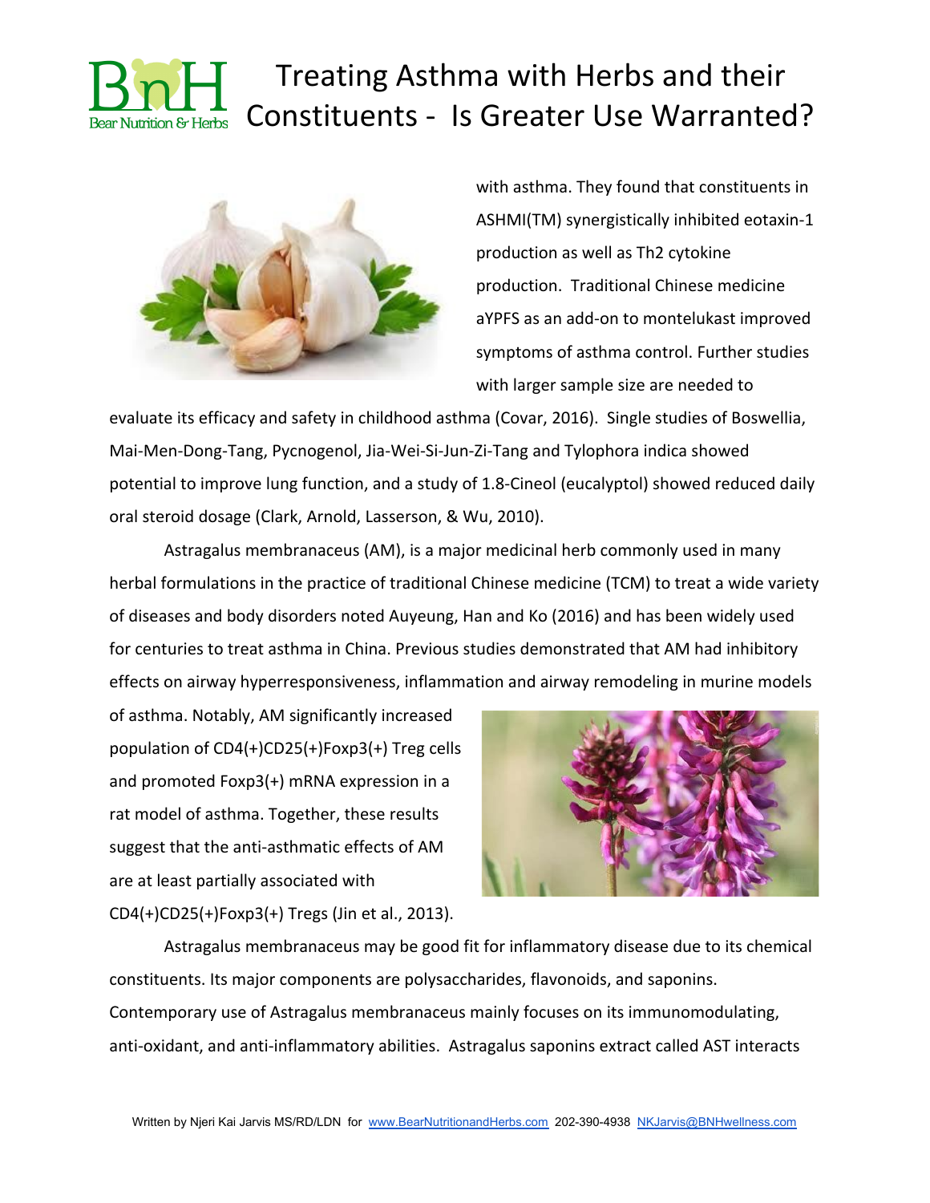with asthma. They found that constituents in ASHMI(TM) synergistically inhibited eotaxin-1 production as well as Th2 cytokine production. Traditional Chinese medicine aYPFS as an add-on to montelukast improved symptoms of asthma control. Further studies with larger sample size are needed to evaluate its efficacy and safety in childhood asthma (Covar, 2016). Single studies of Boswellia, Mai-Men-Dong-Tang, Pycnogenol, Jia-Wei-Si-Jun-Zi-Tang and Tylophora indica showed potential to improve lung function, and a study of 1.8-Cineol (eucalyptol) showed reduced daily oral steroid dosage (Clark, Arnold, Lasserson, & Wu, 2010).

Astragalus membranaceus (AM), is a major medicinal herb commonly used in many herbal formulations in the practice of traditional Chinese medicine (TCM) to treat a wide variety of diseases and body disorders noted Auyeung, Han and Ko (2016) and has been widely used for centuries to treat asthma in China. Previous studies demonstrated that AM had inhibitory effects on airway hyperresponsiveness, inflammation and airway remodeling in murine models of asthma. Notably, AM significantly increased population of CD4(+)CD25(+)Foxp3(+) Treg cells and promoted Foxp3(+) mRNA expression in a rat model of asthma. Together, these results suggest that the anti-asthmatic effects of AM are at least partially associated with CD4(+)CD25(+)Foxp3(+) Tregs (Jin et al., 2013).

Astragalus membranaceus may be good fit for inflammatory disease due to its chemical constituents. Its major components are polysaccharides, flavonoids, and saponins. Contemporary use of Astragalus membranaceus mainly focuses on its immunomodulating, anti-oxidant, and anti-inflammatory abilities. Astragalus saponins extract called AST interacts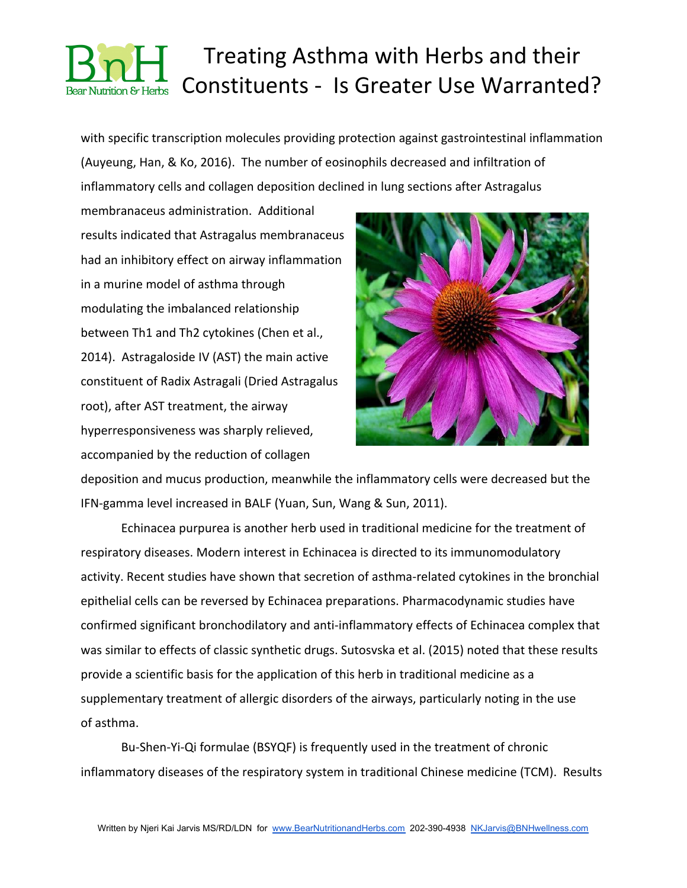with specific transcription molecules providing protection against gastrointestinal inflammation (Auyeung, Han, & Ko, 2016). The number of eosinophils decreased and infiltration of inflammatory cells and collagen deposition declined in lung sections after Astragalus membranaceus administration. Additional results indicated that Astragalus membranaceus had an inhibitory effect on airway inflammation in a murine model of asthma through modulating the imbalanced relationship between Th1 and Th2 cytokines (Chen et al., 2014). Astragaloside IV (AST) the main active constituent of Radix Astragali (Dried Astragalus root), after AST treatment, the airway hyperresponsiveness was sharply relieved, accompanied by the reduction of collagen deposition and mucus production, meanwhile the inflammatory cells were decreased but the IFN-gamma level increased in BALF (Yuan, Sun, Wang & Sun, 2011).

Echinacea purpurea is another herb used in traditional medicine for the treatment of respiratory diseases. Modern interest in Echinacea is directed to its immunomodulatory activity. Recent studies have shown that secretion of asthma-related cytokines in the bronchial epithelial cells can be reversed by Echinacea preparations. Pharmacodynamic studies have confirmed significant bronchodilatory and anti-inflammatory effects of Echinacea complex that was similar to effects of classic synthetic drugs. Sutosvska et al. (2015) noted that these results provide a scientific basis for the application of this herb in traditional medicine as a supplementary treatment of allergic disorders of the airways, particularly noting in the use of asthma.

Bu-Shen-Yi-Qi formulae (BSYQF) is frequently used in the treatment of chronic inflammatory diseases of the respiratory system in traditional Chinese medicine (TCM). Results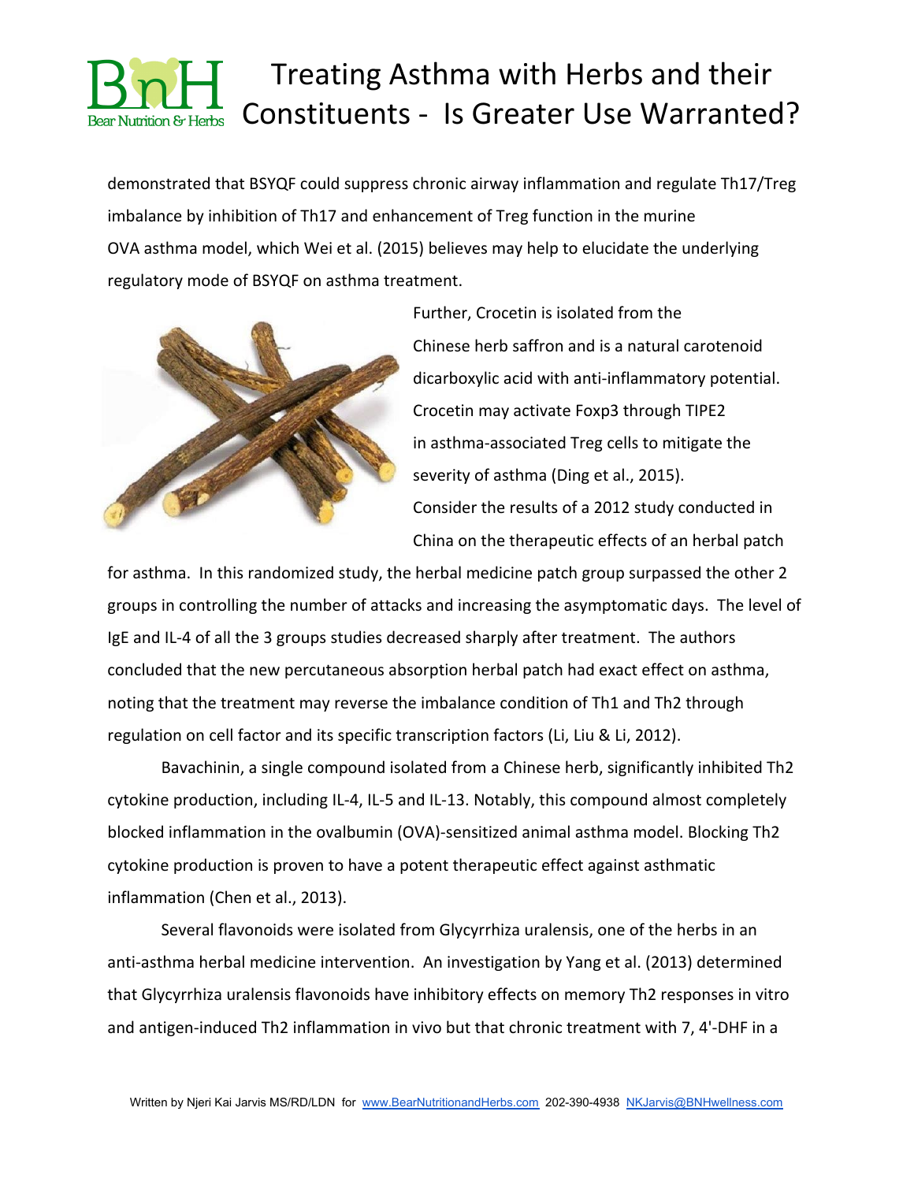demonstrated that BSYQF could suppress chronic airway inflammation and regulate Th17/Treg imbalance by inhibition of Th17 and enhancement of Treg function in the murine OVA asthma model, which Wei et al. (2015) believes may help to elucidate the underlying regulatory mode of BSYQF on asthma treatment.

Further, Crocetin is isolated from the Chinese herb saffron and is a natural carotenoid dicarboxylic acid with anti-inflammatory potential. Crocetin may activate Foxp3 through TIPE2 in asthma-associated Treg cells to mitigate the severity of asthma (Ding et al., 2015).

Consider the results of a 2012 study conducted in China on the therapeutic effects of an herbal patch for asthma. In this randomized study, the herbal medicine patch group surpassed the other 2 groups in controlling the number of attacks and increasing the asymptomatic days. The level of IgE and IL-4 of all the 3 groups studies decreased sharply after treatment. The authors concluded that the new percutaneous absorption herbal patch had exact effect on asthma, noting that the treatment may reverse the imbalance condition of Th1 and Th2 through regulation on cell factor and its specific transcription factors (Li, Liu & Li, 2012).

Bavachinin, a single compound isolated from a Chinese herb, significantly inhibited Th2 cytokine production, including IL-4, IL-5 and IL-13. Notably, this compound almost completely blocked inflammation in the ovalbumin (OVA)-sensitized animal asthma model. Blocking Th2 cytokine production is proven to have a potent therapeutic effect against asthmatic inflammation (Chen et al., 2013).

Several flavonoids were isolated from Glycyrrhiza uralensis, one of the herbs in an anti-asthma herbal medicine intervention. An investigation by Yang et al. (2013) determined that Glycyrrhiza uralensis flavonoids have inhibitory effects on memory Th2 responses in vitro and antigen-induced Th2 inflammation in vivo but that chronic treatment with 7, 4'-DHF in a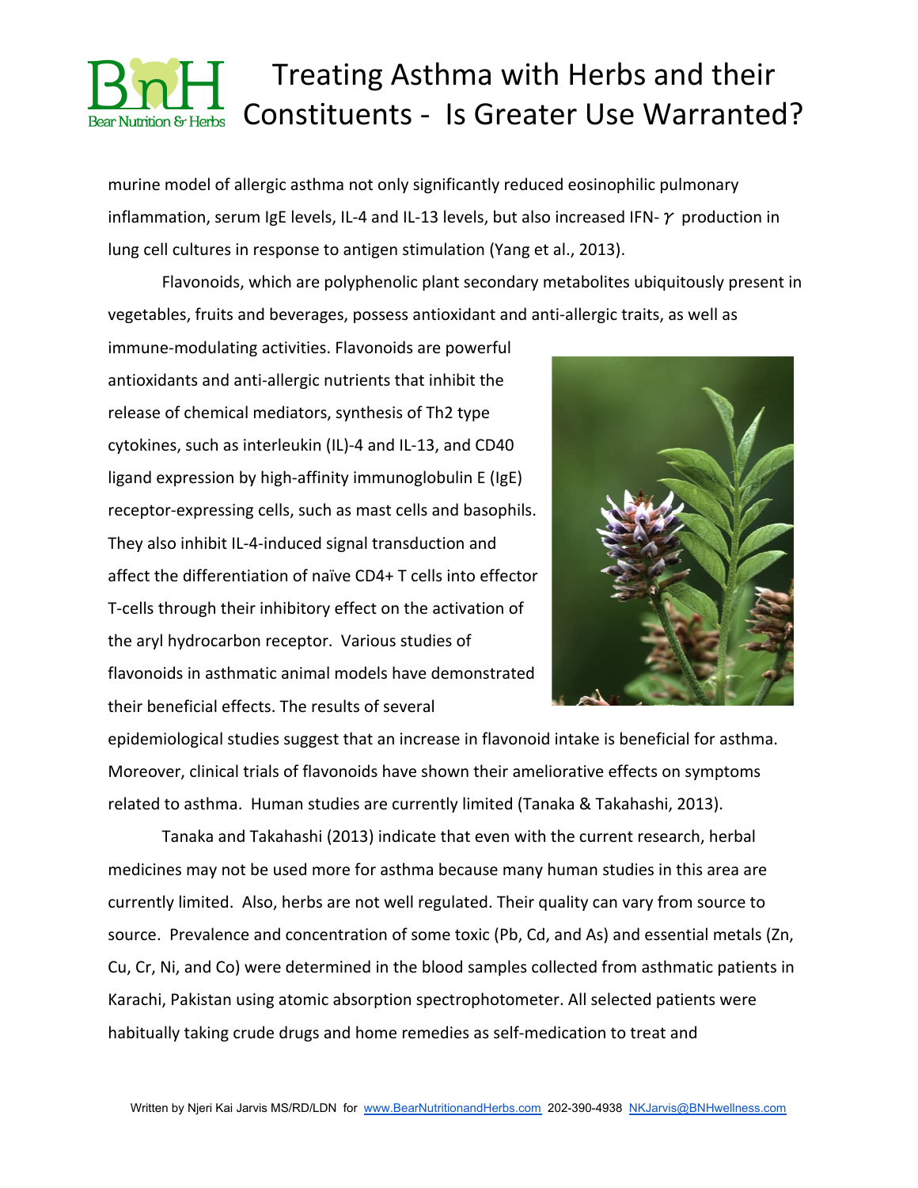murine model of allergic asthma not only significantly reduced eosinophilic pulmonary inflammation, serum IgE levels, IL-4 and IL-13 levels, but also increased IFN-$\gamma$ production in lung cell cultures in response to antigen stimulation (Yang et al., 2013).

Flavonoids, which are polyphenolic plant secondary metabolites ubiquitously present in vegetables, fruits and beverages, possess antioxidant and anti-allergic traits, as well as immune-modulating activities. Flavonoids are powerful antioxidants and anti-allergic nutrients that inhibit the release of chemical mediators, synthesis of Th2 type cytokines, such as interleukin (IL)-4 and IL-13, and CD40 ligand expression by high-affinity immunoglobulin E (IgE) receptor-expressing cells, such as mast cells and basophils. They also inhibit IL-4-induced signal transduction and affect the differentiation of naïve CD4+ T cells into effector T-cells through their inhibitory effect on the activation of the aryl hydrocarbon receptor. Various studies of flavonoids in asthmatic animal models have demonstrated their beneficial effects. The results of several epidemiological studies suggest that an increase in flavonoid intake is beneficial for asthma. Moreover, clinical trials of flavonoids have shown their ameliorative effects on symptoms related to asthma. Human studies are currently limited (Tanaka & Takahashi, 2013).

Tanaka and Takahashi (2013) indicate that even with the current research, herbal medicines may not be used more for asthma because many human studies in this area are currently limited. Also, herbs are not well regulated. Their quality can vary from source to source. Prevalence and concentration of some toxic (Pb, Cd, and As) and essential metals (Zn, Cu, Cr, Ni, and Co) were determined in the blood samples collected from asthmatic patients in Karachi, Pakistan using atomic absorption spectrophotometer. All selected patients were habitually taking crude drugs and home remedies as self-medication to treat and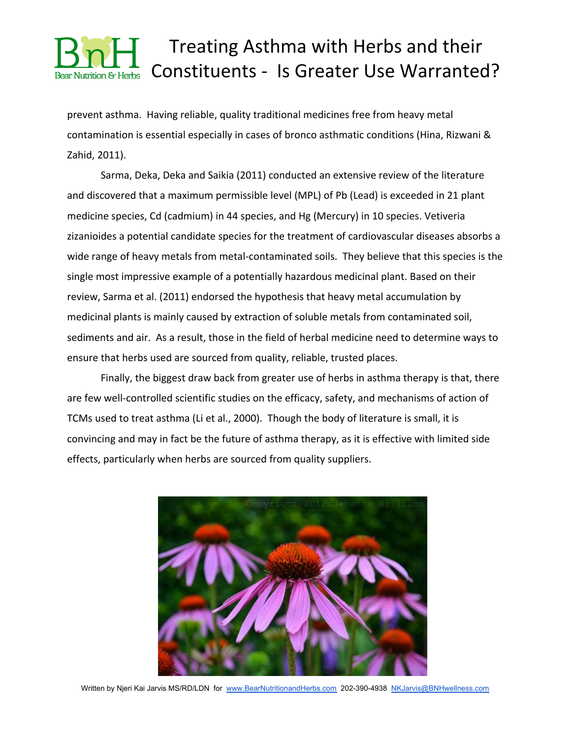prevent asthma. Having reliable, quality traditional medicines free from heavy metal contamination is essential especially in cases of bronco asthmatic conditions (Hina, Rizwani & Zahid, 2011).

Sarma, Deka, Deka and Saikia (2011) conducted an extensive review of the literature and discovered that a maximum permissible level (MPL) of Pb (Lead) is exceeded in 21 plant medicine species, Cd (cadmium) in 44 species, and Hg (Mercury) in 10 species. Vetiveria zizanioides a potential candidate species for the treatment of cardiovascular diseases absorbs a wide range of heavy metals from metal-contaminated soils. They believe that this species is the single most impressive example of a potentially hazardous medicinal plant. Based on their review, Sarma et al. (2011) endorsed the hypothesis that heavy metal accumulation by medicinal plants is mainly caused by extraction of soluble metals from contaminated soil, sediments and air. As a result, those in the field of herbal medicine need to determine ways to ensure that herbs used are sourced from quality, reliable, trusted places.

Finally, the biggest draw back from greater use of herbs in asthma therapy is that, there are few well-controlled scientific studies on the efficacy, safety, and mechanisms of action of TCMs used to treat asthma (Li et al., 2000). Though the body of literature is small, it is convincing and may in fact be the future of asthma therapy, as it is effective with limited side effects, particularly when herbs are sourced from quality suppliers.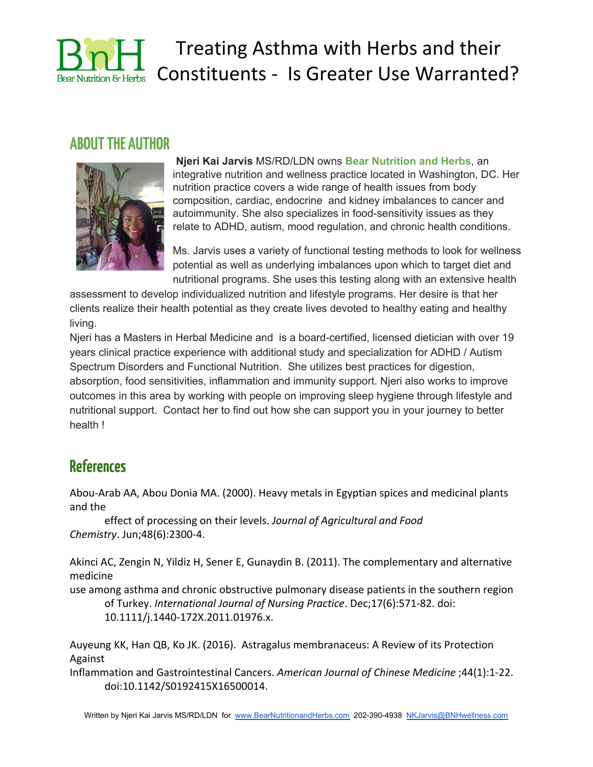## ABOUT THE AUTHOR

**Njeri Kai Jarvis** MS/RD/LDN owns **Bear Nutrition and Herbs**, an integrative nutrition and wellness practice located in Washington, DC. Her nutrition practice covers a wide range of health issues from body composition, cardiac, endocrine and kidney imbalances to cancer and autoimmunity. She also specializes in food-sensitivity issues as they relate to ADHD, autism, mood regulation, and chronic health conditions.

Ms. Jarvis uses a variety of functional testing methods to look for wellness potential as well as underlying imbalances upon which to target diet and nutritional programs. She uses this testing along with an extensive health assessment to develop individualized nutrition and lifestyle programs. Her desire is that her clients realize their health potential as they create lives devoted to healthy eating and healthy living.

Njeri has a Masters in Herbal Medicine and is a board-certified, licensed dietician with over 19 years clinical practice experience with additional study and specialization for ADHD / Autism Spectrum Disorders and Functional Nutrition. She utilizes best practices for digestion, absorption, food sensitivities, inflammation and immunity support. Njeri also works to improve outcomes in this area by working with people on improving sleep hygiene through lifestyle and nutritional support. Contact her to find out how she can support you in your journey to better health !

## References

Abou-Arab AA, Abou Donia MA. (2000). Heavy metals in Egyptian spices and medicinal plants and the effect of processing on their levels. *Journal of Agricultural and Food Chemistry*. Jun;48(6):2300-4.

Akinci AC, Zengin N, Yildiz H, Sener E, Gunaydin B. (2011). The complementary and alternative medicine use among asthma and chronic obstructive pulmonary disease patients in the southern region of Turkey. *International Journal of Nursing Practice*. Dec;17(6):571-82. doi: 10.1111/j.1440-172X.2011.01976.x.

Auyeung KK, Han QB, Ko JK. (2016). Astragalus membranaceus: A Review of its Protection Against Inflammation and Gastrointestinal Cancers. *American Journal of Chinese Medicine* ;44(1):1-22. doi:10.1142/S0192415X16500014.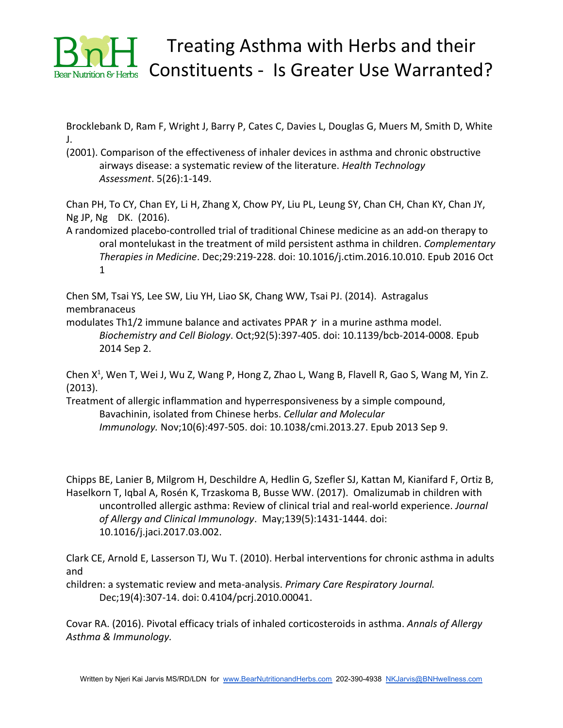Brocklebank D, Ram F, Wright J, Barry P, Cates C, Davies L, Douglas G, Muers M, Smith D, White J. (2001). Comparison of the effectiveness of inhaler devices in asthma and chronic obstructive airways disease: a systematic review of the literature. *Health Technology Assessment*. 5(26):1-149.

Chan PH, To CY, Chan EY, Li H, Zhang X, Chow PY, Liu PL, Leung SY, Chan CH, Chan KY, Chan JY, Ng JP, Ng DK. (2016). A randomized placebo-controlled trial of traditional Chinese medicine as an add-on therapy to oral montelukast in the treatment of mild persistent asthma in children. *Complementary Therapies in Medicine*. Dec;29:219-228. doi: 10.1016/j.ctim.2016.10.010. Epub 2016 Oct 1

Chen SM, Tsai YS, Lee SW, Liu YH, Liao SK, Chang WW, Tsai PJ. (2014). Astragalus membranaceus modulates Th1/2 immune balance and activates PPAR $\gamma$ in a murine asthma model. *Biochemistry and Cell Biology*. Oct;92(5):397-405. doi: 10.1139/bcb-2014-0008. Epub 2014 Sep 2.

Chen X[1], Wen T, Wei J, Wu Z, Wang P, Hong Z, Zhao L, Wang B, Flavell R, Gao S, Wang M, Yin Z. (2013). Treatment of allergic inflammation and hyperresponsiveness by a simple compound, Bavachinin, isolated from Chinese herbs. *Cellular and Molecular Immunology.* Nov;10(6):497-505. doi: 10.1038/cmi.2013.27. Epub 2013 Sep 9.

Chipps BE, Lanier B, Milgrom H, Deschildre A, Hedlin G, Szefler SJ, Kattan M, Kianifard F, Ortiz B, Haselkorn T, Iqbal A, Rosén K, Trzaskoma B, Busse WW. (2017). Omalizumab in children with uncontrolled allergic asthma: Review of clinical trial and real-world experience. *Journal of Allergy and Clinical Immunology*. May;139(5):1431-1444. doi: 10.1016/j.jaci.2017.03.002.

Clark CE, Arnold E, Lasserson TJ, Wu T. (2010). Herbal interventions for chronic asthma in adults and children: a systematic review and meta-analysis. *Primary Care Respiratory Journal.* Dec;19(4):307-14. doi: 0.4104/pcrj.2010.00041.

Covar RA. (2016). Pivotal efficacy trials of inhaled corticosteroids in asthma. *Annals of Allergy Asthma & Immunology.*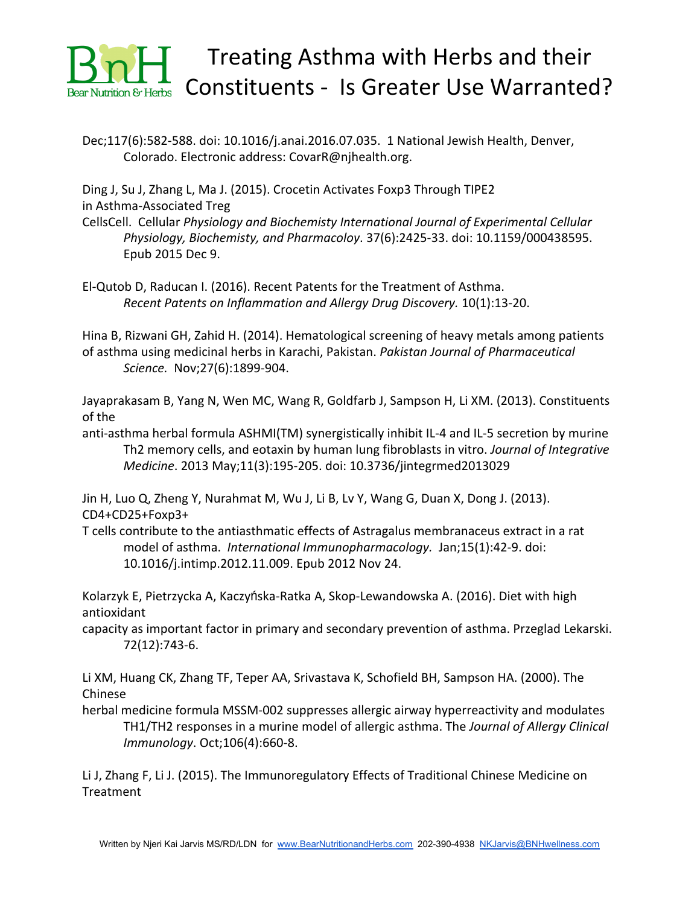Dec;117(6):582-588. doi: 10.1016/j.anai.2016.07.035. 1 National Jewish Health, Denver, Colorado. Electronic address: CovarR@njhealth.org.

Ding J, Su J, Zhang L, Ma J. (2015). Crocetin Activates Foxp3 Through TIPE2 in Asthma-Associated Treg CellsCell. Cellular *Physiology and Biochemisty International Journal of Experimental Cellular Physiology, Biochemisty, and Pharmacoloy*. 37(6):2425-33. doi: 10.1159/000438595. Epub 2015 Dec 9.

El-Qutob D, Raducan I. (2016). Recent Patents for the Treatment of Asthma. *Recent Patents on Inflammation and Allergy Drug Discovery.* 10(1):13-20.

Hina B, Rizwani GH, Zahid H. (2014). Hematological screening of heavy metals among patients of asthma using medicinal herbs in Karachi, Pakistan. *Pakistan Journal of Pharmaceutical Science.* Nov;27(6):1899-904.

Jayaprakasam B, Yang N, Wen MC, Wang R, Goldfarb J, Sampson H, Li XM. (2013). Constituents of the anti-asthma herbal formula ASHMI(TM) synergistically inhibit IL-4 and IL-5 secretion by murine Th2 memory cells, and eotaxin by human lung fibroblasts in vitro. *Journal of Integrative Medicine*. 2013 May;11(3):195-205. doi: 10.3736/jintegrmed2013029

Jin H, Luo Q, Zheng Y, Nurahmat M, Wu J, Li B, Lv Y, Wang G, Duan X, Dong J. (2013). CD4+CD25+Foxp3+ T cells contribute to the antiasthmatic effects of Astragalus membranaceus extract in a rat model of asthma. *International Immunopharmacology.* Jan;15(1):42-9. doi: 10.1016/j.intimp.2012.11.009. Epub 2012 Nov 24.

Kolarzyk E, Pietrzycka A, Kaczyńska-Ratka A, Skop-Lewandowska A. (2016). Diet with high antioxidant capacity as important factor in primary and secondary prevention of asthma. Przeglad Lekarski. 72(12):743-6.

Li XM, Huang CK, Zhang TF, Teper AA, Srivastava K, Schofield BH, Sampson HA. (2000). The Chinese herbal medicine formula MSSM-002 suppresses allergic airway hyperreactivity and modulates TH1/TH2 responses in a murine model of allergic asthma. The *Journal of Allergy Clinical Immunology*. Oct;106(4):660-8.

Li J, Zhang F, Li J. (2015). The Immunoregulatory Effects of Traditional Chinese Medicine on Treatment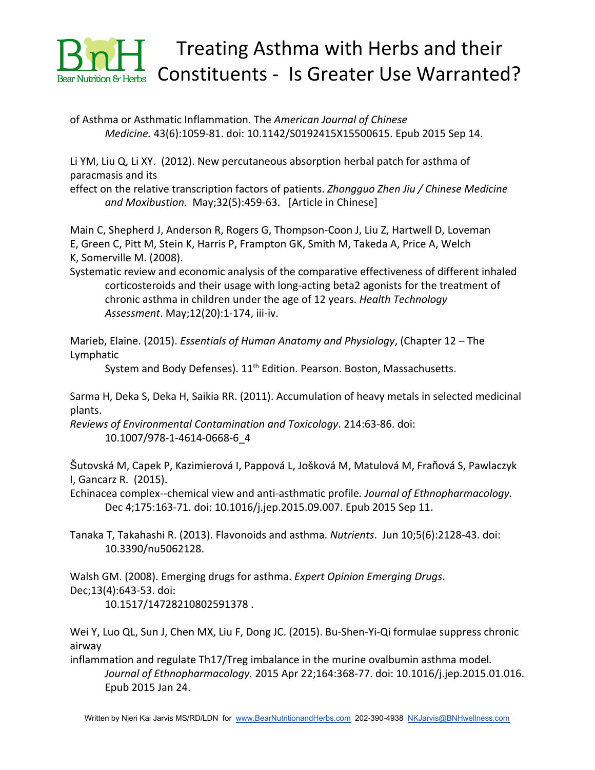of Asthma or Asthmatic Inflammation. The *American Journal of Chinese Medicine.* 43(6):1059-81. doi: 10.1142/S0192415X15500615. Epub 2015 Sep 14.

Li YM, Liu Q, Li XY. (2012). New percutaneous absorption herbal patch for asthma of paracmasis and its effect on the relative transcription factors of patients. *Zhongguo Zhen Jiu / Chinese Medicine and Moxibustion.* May;32(5):459-63. [Article in Chinese]

Main C, Shepherd J, Anderson R, Rogers G, Thompson-Coon J, Liu Z, Hartwell D, Loveman E, Green C, Pitt M, Stein K, Harris P, Frampton GK, Smith M, Takeda A, Price A, Welch K, Somerville M. (2008). Systematic review and economic analysis of the comparative effectiveness of different inhaled corticosteroids and their usage with long-acting beta2 agonists for the treatment of chronic asthma in children under the age of 12 years. *Health Technology Assessment*. May;12(20):1-174, iii-iv.

Marieb, Elaine. (2015). *Essentials of Human Anatomy and Physiology*, (Chapter 12 – The Lymphatic System and Body Defenses). 11th Edition. Pearson. Boston, Massachusetts.

Sarma H, Deka S, Deka H, Saikia RR. (2011). Accumulation of heavy metals in selected medicinal plants. *Reviews of Environmental Contamination and Toxicology*. 214:63-86. doi: 10.1007/978-1-4614-0668-6_4

Šutovská M, Capek P, Kazimierová I, Pappová L, Jošková M, Matulová M, Fraňová S, Pawlaczyk I, Gancarz R. (2015). Echinacea complex--chemical view and anti-asthmatic profile*. Journal of Ethnopharmacology.* Dec 4;175:163-71. doi: 10.1016/j.jep.2015.09.007. Epub 2015 Sep 11.

Tanaka T, Takahashi R. (2013). Flavonoids and asthma. *Nutrients*. Jun 10;5(6):2128-43. doi: 10.3390/nu5062128.

Walsh GM. (2008). Emerging drugs for asthma. *Expert Opinion Emerging Drugs*. Dec;13(4):643-53. doi: 10.1517/14728210802591378 .

Wei Y, Luo QL, Sun J, Chen MX, Liu F, Dong JC. (2015). Bu-Shen-Yi-Qi formulae suppress chronic airway inflammation and regulate Th17/Treg imbalance in the murine ovalbumin asthma model*. Journal of Ethnopharmacology.* 2015 Apr 22;164:368-77. doi: 10.1016/j.jep.2015.01.016. Epub 2015 Jan 24.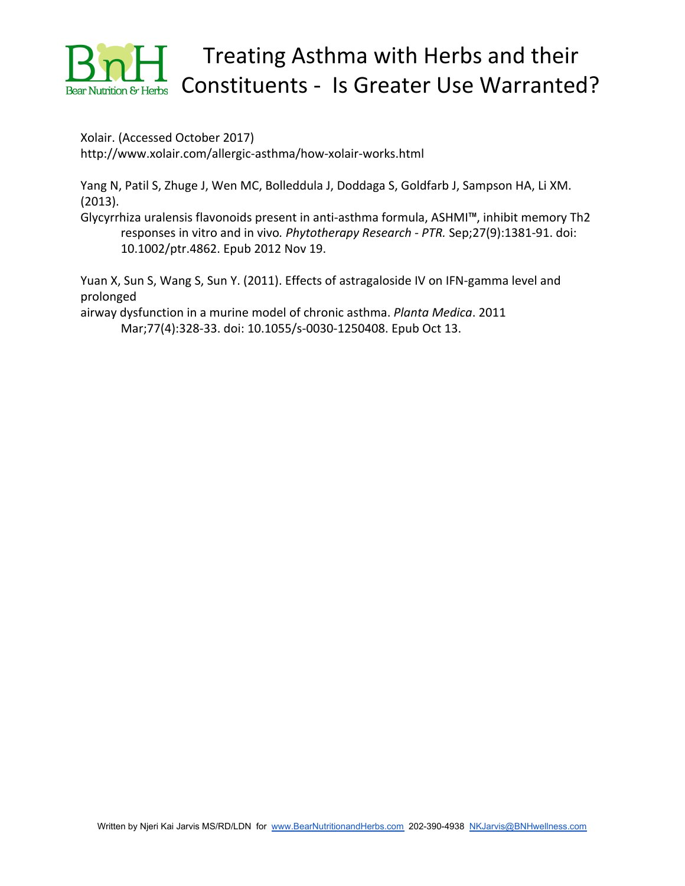Xolair. (Accessed October 2017)
http://www.xolair.com/allergic-asthma/how-xolair-works.html

Yang N, Patil S, Zhuge J, Wen MC, Bolleddula J, Doddaga S, Goldfarb J, Sampson HA, Li XM. (2013).
Glycyrrhiza uralensis flavonoids present in anti-asthma formula, ASHMI™, inhibit memory Th2 responses in vitro and in vivo. *Phytotherapy Research - PTR.* Sep;27(9):1381-91. doi: 10.1002/ptr.4862. Epub 2012 Nov 19.

Yuan X, Sun S, Wang S, Sun Y. (2011). Effects of astragaloside IV on IFN-gamma level and prolonged
airway dysfunction in a murine model of chronic asthma. *Planta Medica*. 2011 Mar;77(4):328-33. doi: 10.1055/s-0030-1250408. Epub Oct 13.